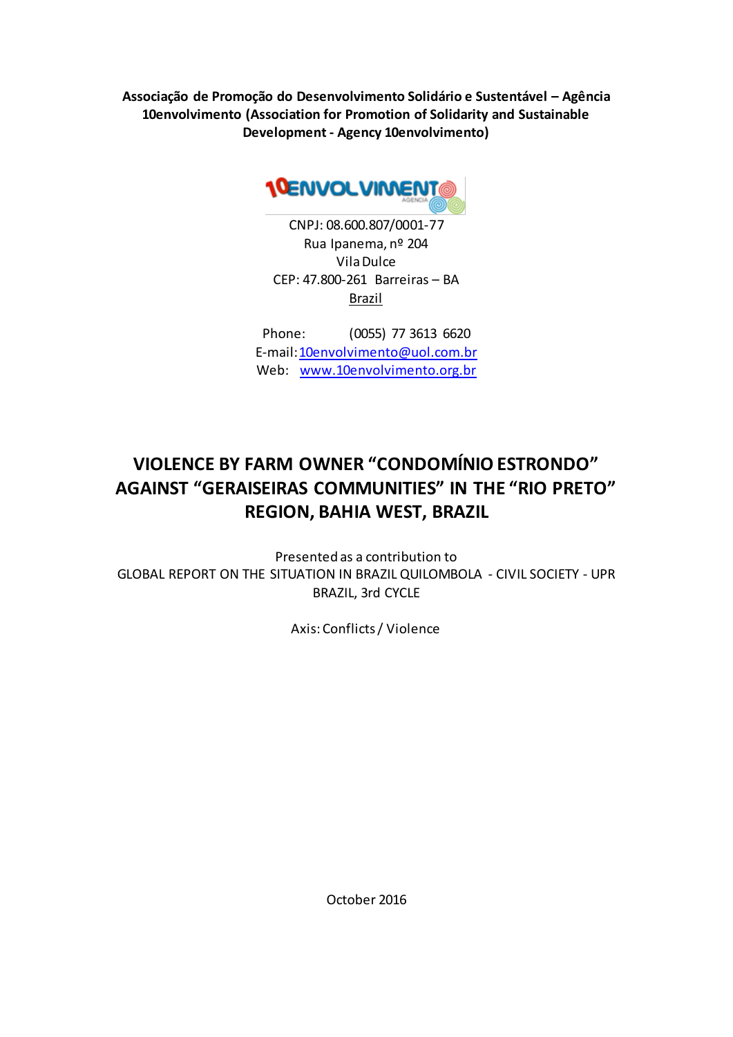**Associação de Promoção do Desenvolvimento Solidário e Sustentável – Agência 10envolvimento (Association for Promotion of Solidarity and Sustainable Development - Agency 10envolvimento)**

CNPJ: 08.600.807/0001-77
Rua Ipanema, nº 204
Vila Dulce
CEP: 47.800-261 Barreiras – BA
Brazil

Phone: (0055) 77 3613 6620
E-mail: 10envolvimento@uol.com.br
Web: www.10envolvimento.org.br

# VIOLENCE BY FARM OWNER "CONDOMÍNIO ESTRONDO" AGAINST "GERAISEIRAS COMMUNITIES" IN THE "RIO PRETO" REGION, BAHIA WEST, BRAZIL

Presented as a contribution to
GLOBAL REPORT ON THE SITUATION IN BRAZIL QUILOMBOLA - CIVIL SOCIETY - UPR BRAZIL, 3rd CYCLE

Axis: Conflicts / Violence

October 2016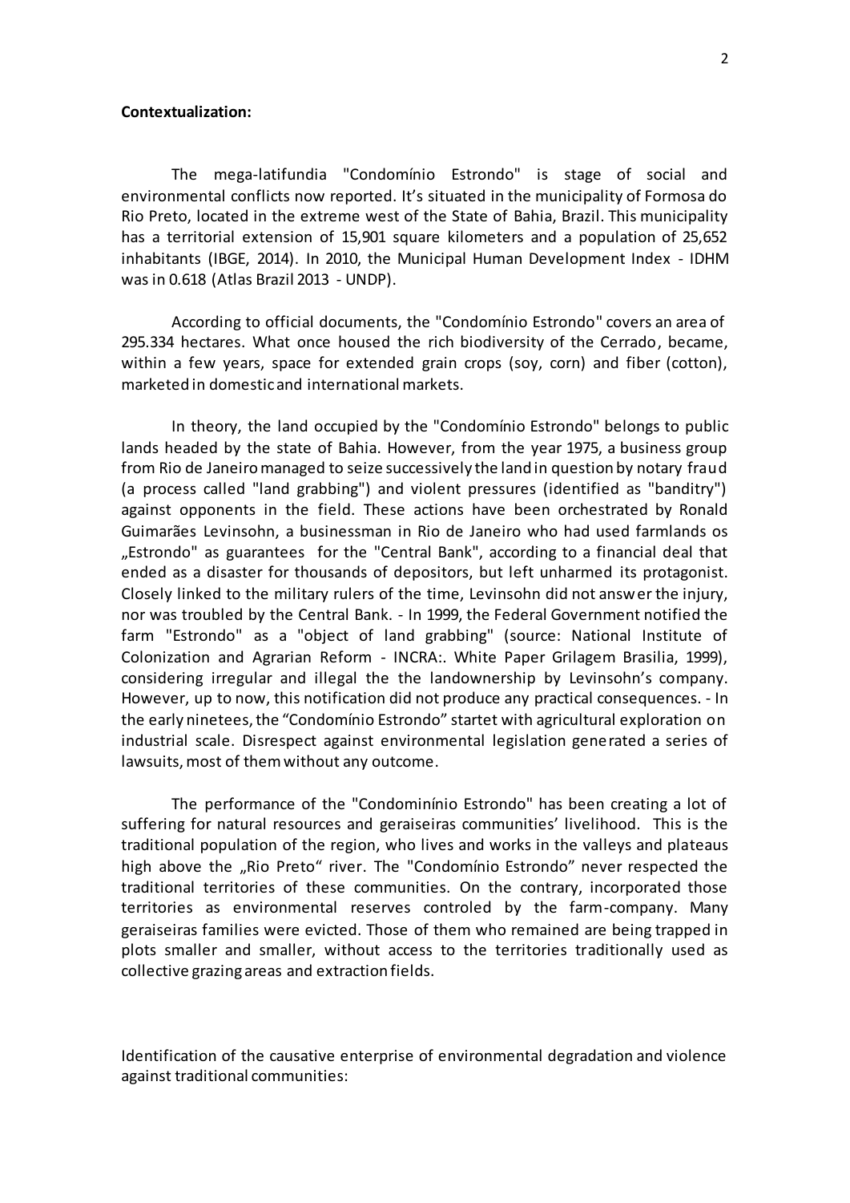**Contextualization:**

The mega-latifundia "Condomínio Estrondo" is stage of social and environmental conflicts now reported. It's situated in the municipality of Formosa do Rio Preto, located in the extreme west of the State of Bahia, Brazil. This municipality has a territorial extension of 15,901 square kilometers and a population of 25,652 inhabitants (IBGE, 2014). In 2010, the Municipal Human Development Index - IDHM was in 0.618 (Atlas Brazil 2013 - UNDP).

According to official documents, the "Condomínio Estrondo" covers an area of 295.334 hectares. What once housed the rich biodiversity of the Cerrado, became, within a few years, space for extended grain crops (soy, corn) and fiber (cotton), marketed in domestic and international markets.

In theory, the land occupied by the "Condomínio Estrondo" belongs to public lands headed by the state of Bahia. However, from the year 1975, a business group from Rio de Janeiro managed to seize successively the land in question by notary fraud (a process called "land grabbing") and violent pressures (identified as "banditry") against opponents in the field. These actions have been orchestrated by Ronald Guimarães Levinsohn, a businessman in Rio de Janeiro who had used farmlands os „Estrondo" as guarantees for the "Central Bank", according to a financial deal that ended as a disaster for thousands of depositors, but left unharmed its protagonist. Closely linked to the military rulers of the time, Levinsohn did not answer the injury, nor was troubled by the Central Bank. - In 1999, the Federal Government notified the farm "Estrondo" as a "object of land grabbing" (source: National Institute of Colonization and Agrarian Reform - INCRA:. White Paper Grilagem Brasilia, 1999), considering irregular and illegal the the landownership by Levinsohn's company. However, up to now, this notification did not produce any practical consequences. - In the early ninetees, the "Condomínio Estrondo" startet with agricultural exploration on industrial scale. Disrespect against environmental legislation generated a series of lawsuits, most of them without any outcome.

The performance of the "Condomininio Estrondo" has been creating a lot of suffering for natural resources and geraiseiras communities' livelihood. This is the traditional population of the region, who lives and works in the valleys and plateaus high above the „Rio Preto" river. The "Condomínio Estrondo" never respected the traditional territories of these communities. On the contrary, incorporated those territories as environmental reserves controled by the farm-company. Many geraiseiras families were evicted. Those of them who remained are being trapped in plots smaller and smaller, without access to the territories traditionally used as collective grazing areas and extraction fields.

Identification of the causative enterprise of environmental degradation and violence against traditional communities: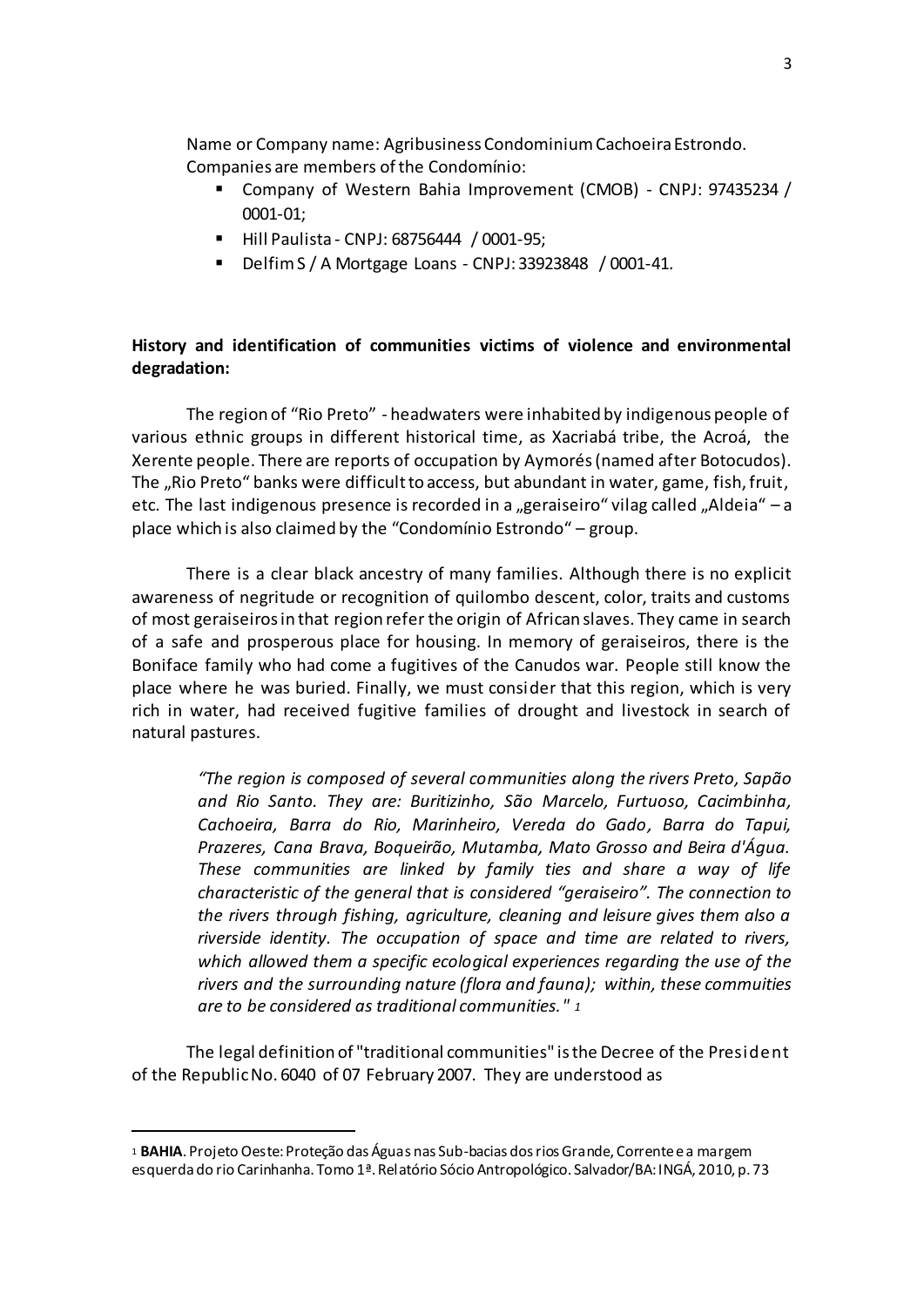Name or Company name: Agribusiness Condominium Cachoeira Estrondo.
Companies are members of the Condomínio:

- Company of Western Bahia Improvement (CMOB) - CNPJ: 97435234 / 0001-01;
- Hill Paulista - CNPJ: 68756444 / 0001-95;
- Delfim S / A Mortgage Loans - CNPJ: 33923848 / 0001-41.

**History and identification of communities victims of violence and environmental degradation:**

The region of "Rio Preto" - headwaters were inhabited by indigenous people of various ethnic groups in different historical time, as Xacriabá tribe, the Acroá, the Xerente people. There are reports of occupation by Aymorés (named after Botocudos). The „Rio Preto" banks were difficult to access, but abundant in water, game, fish, fruit, etc. The last indigenous presence is recorded in a „geraiseiro" vilag called „Aldeia" – a place which is also claimed by the "Condomínio Estrondo" – group.

There is a clear black ancestry of many families. Although there is no explicit awareness of negritude or recognition of quilombo descent, color, traits and customs of most geraiseiros in that region refer the origin of African slaves. They came in search of a safe and prosperous place for housing. In memory of geraiseiros, there is the Boniface family who had come a fugitives of the Canudos war. People still know the place where he was buried. Finally, we must consider that this region, which is very rich in water, had received fugitive families of drought and livestock in search of natural pastures.

> *"The region is composed of several communities along the rivers Preto, Sapão and Rio Santo. They are: Buritizinho, São Marcelo, Furtuoso, Cacimbinha, Cachoeira, Barra do Rio, Marinheiro, Vereda do Gado, Barra do Tapui, Prazeres, Cana Brava, Boqueirão, Mutamba, Mato Grosso and Beira d'Água. These communities are linked by family ties and share a way of life characteristic of the general that is considered "geraiseiro". The connection to the rivers through fishing, agriculture, cleaning and leisure gives them also a riverside identity. The occupation of space and time are related to rivers, which allowed them a specific ecological experiences regarding the use of the rivers and the surrounding nature (flora and fauna); within, these commuities are to be considered as traditional communities."* [1]

The legal definition of "traditional communities" is the Decree of the President of the Republic No. 6040 of 07 February 2007. They are understood as

[1] **BAHIA**. Projeto Oeste: Proteção das Águas nas Sub-bacias dos rios Grande, Corrente e a margem esquerda do rio Carinhanha. Tomo 1ª. Relatório Sócio Antropológico. Salvador/BA: INGÁ, 2010, p. 73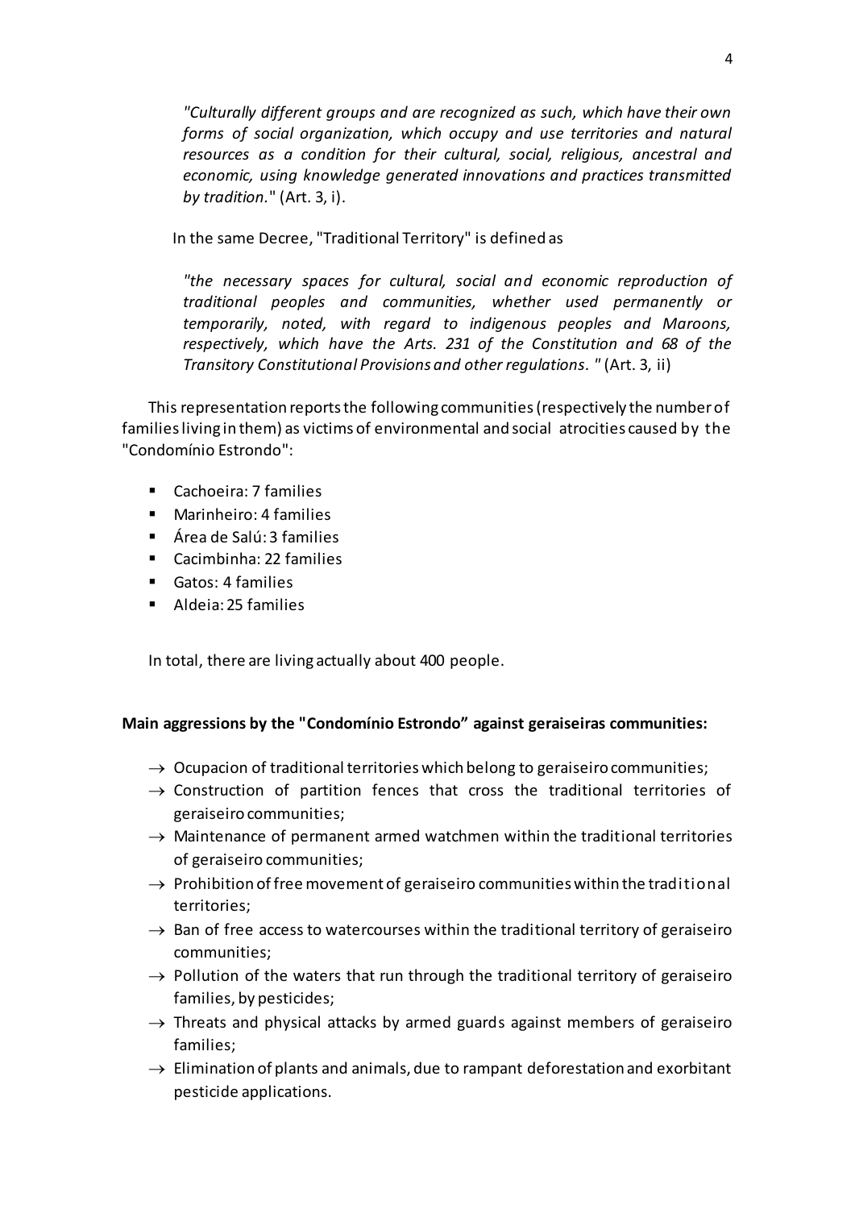> *"Culturally different groups and are recognized as such, which have their own forms of social organization, which occupy and use territories and natural resources as a condition for their cultural, social, religious, ancestral and economic, using knowledge generated innovations and practices transmitted by tradition."* (Art. 3, i).

In the same Decree, "Traditional Territory" is defined as

> *"the necessary spaces for cultural, social and economic reproduction of traditional peoples and communities, whether used permanently or temporarily, noted, with regard to indigenous peoples and Maroons, respectively, which have the Arts. 231 of the Constitution and 68 of the Transitory Constitutional Provisions and other regulations. "* (Art. 3, ii)

This representation reports the following communities (respectively the number of families living in them) as victims of environmental and social atrocities caused by the "Condomínio Estrondo":

- Cachoeira: 7 families
- Marinheiro: 4 families
- Área de Salú: 3 families
- Cacimbinha: 22 families
- Gatos: 4 families
- Aldeia: 25 families

In total, there are living actually about 400 people.

**Main aggressions by the "Condomínio Estrondo" against geraiseiras communities:**

- → Ocupacion of traditional territories which belong to geraiseiro communities;
- → Construction of partition fences that cross the traditional territories of geraiseiro communities;
- → Maintenance of permanent armed watchmen within the traditional territories of geraiseiro communities;
- → Prohibition of free movement of geraiseiro communities within the traditional territories;
- → Ban of free access to watercourses within the traditional territory of geraiseiro communities;
- → Pollution of the waters that run through the traditional territory of geraiseiro families, by pesticides;
- → Threats and physical attacks by armed guards against members of geraiseiro families;
- → Elimination of plants and animals, due to rampant deforestation and exorbitant pesticide applications.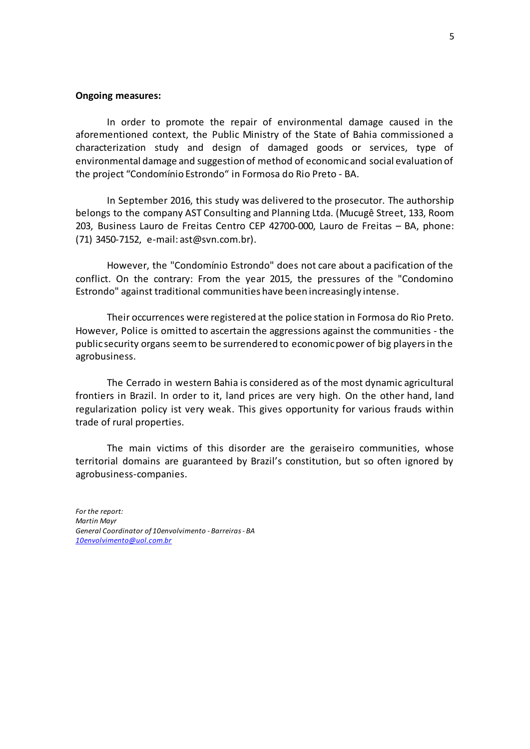**Ongoing measures:**

In order to promote the repair of environmental damage caused in the aforementioned context, the Public Ministry of the State of Bahia commissioned a characterization study and design of damaged goods or services, type of environmental damage and suggestion of method of economic and social evaluation of the project "Condomínio Estrondo" in Formosa do Rio Preto - BA.

In September 2016, this study was delivered to the prosecutor. The authorship belongs to the company AST Consulting and Planning Ltda. (Mucugê Street, 133, Room 203, Business Lauro de Freitas Centro CEP 42700-000, Lauro de Freitas – BA, phone: (71) 3450-7152, e-mail: ast@svn.com.br).

However, the "Condomínio Estrondo" does not care about a pacification of the conflict. On the contrary: From the year 2015, the pressures of the "Condomino Estrondo" against traditional communities have been increasingly intense.

Their occurrences were registered at the police station in Formosa do Rio Preto. However, Police is omitted to ascertain the aggressions against the communities - the public security organs seem to be surrendered to economic power of big players in the agrobusiness.

The Cerrado in western Bahia is considered as of the most dynamic agricultural frontiers in Brazil. In order to it, land prices are very high. On the other hand, land regularization policy ist very weak. This gives opportunity for various frauds within trade of rural properties.

The main victims of this disorder are the geraiseiro communities, whose territorial domains are guaranteed by Brazil's constitution, but so often ignored by agrobusiness-companies.

*For the report:*
*Martin Mayr*
*General Coordinator of 10envolvimento - Barreiras - BA*
*10envolvimento@uol.com.br*